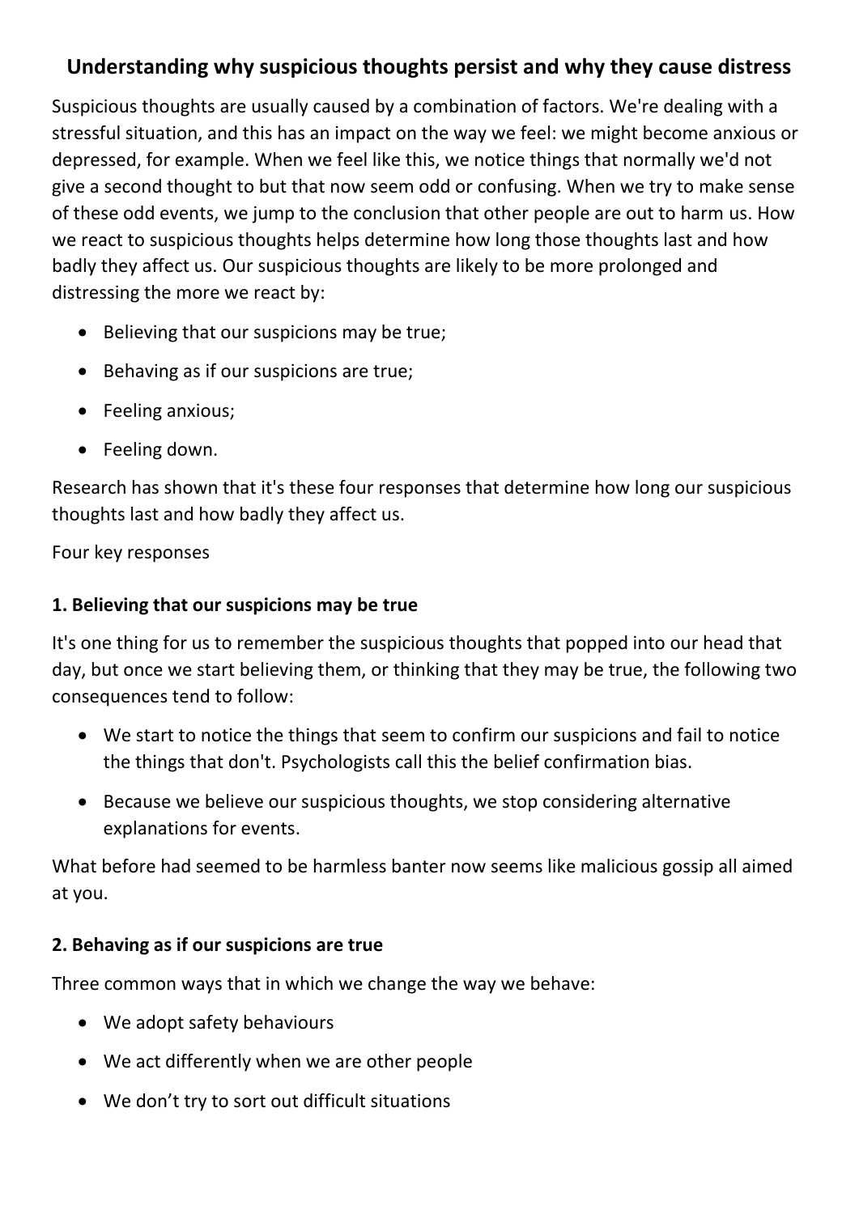# Understanding why suspicious thoughts persist and why they cause distress

Suspicious thoughts are usually caused by a combination of factors. We're dealing with a stressful situation, and this has an impact on the way we feel: we might become anxious or depressed, for example. When we feel like this, we notice things that normally we'd not give a second thought to but that now seem odd or confusing. When we try to make sense of these odd events, we jump to the conclusion that other people are out to harm us. How we react to suspicious thoughts helps determine how long those thoughts last and how badly they affect us. Our suspicious thoughts are likely to be more prolonged and distressing the more we react by:

- Believing that our suspicions may be true;
- Behaving as if our suspicions are true;
- Feeling anxious;
- Feeling down.

Research has shown that it's these four responses that determine how long our suspicious thoughts last and how badly they affect us.

Four key responses

### 1. Believing that our suspicions may be true

It's one thing for us to remember the suspicious thoughts that popped into our head that day, but once we start believing them, or thinking that they may be true, the following two consequences tend to follow:

- We start to notice the things that seem to confirm our suspicions and fail to notice the things that don't. Psychologists call this the belief confirmation bias.
- Because we believe our suspicious thoughts, we stop considering alternative explanations for events.

What before had seemed to be harmless banter now seems like malicious gossip all aimed at you.

### 2. Behaving as if our suspicions are true

Three common ways that in which we change the way we behave:

- We adopt safety behaviours
- We act differently when we are other people
- We don't try to sort out difficult situations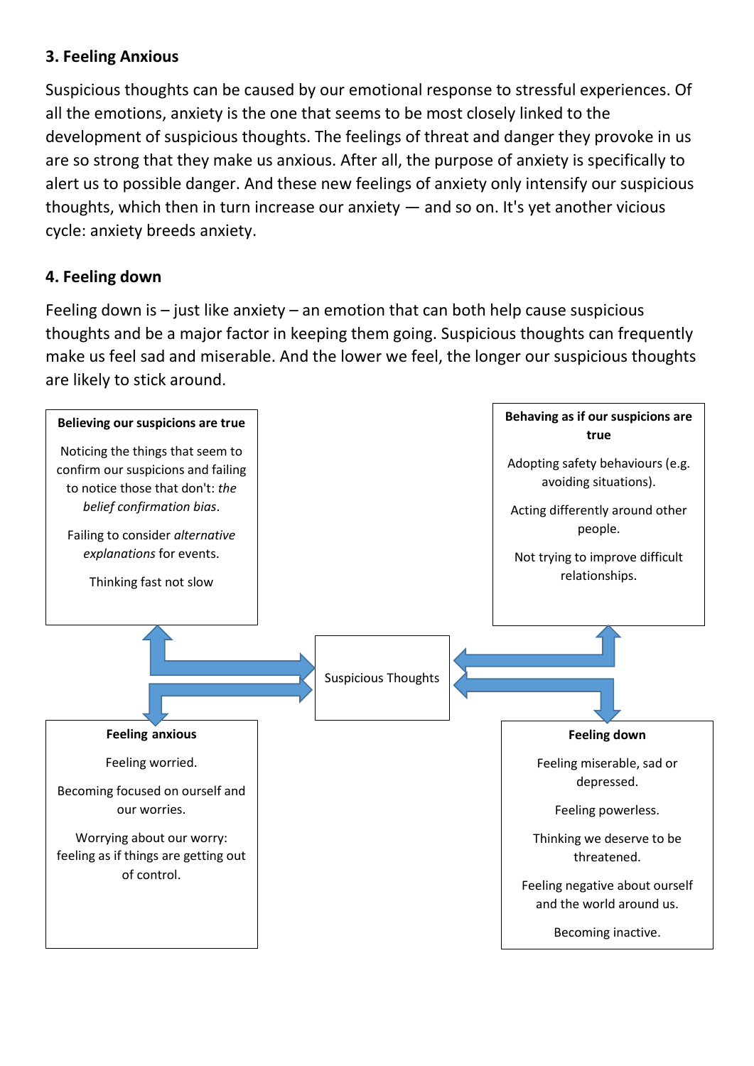### 3. Feeling Anxious

Suspicious thoughts can be caused by our emotional response to stressful experiences. Of all the emotions, anxiety is the one that seems to be most closely linked to the development of suspicious thoughts. The feelings of threat and danger they provoke in us are so strong that they make us anxious. After all, the purpose of anxiety is specifically to alert us to possible danger. And these new feelings of anxiety only intensify our suspicious thoughts, which then in turn increase our anxiety — and so on. It's yet another vicious cycle: anxiety breeds anxiety.

### 4. Feeling down

Feeling down is – just like anxiety – an emotion that can both help cause suspicious thoughts and be a major factor in keeping them going. Suspicious thoughts can frequently make us feel sad and miserable. And the lower we feel, the longer our suspicious thoughts are likely to stick around.

**Believing our suspicions are true**

Noticing the things that seem to confirm our suspicions and failing to notice those that don't: *the belief confirmation bias*.

Failing to consider *alternative explanations* for events.

Thinking fast not slow

**Behaving as if our suspicions are true**

Adopting safety behaviours (e.g. avoiding situations).

Acting differently around other people.

Not trying to improve difficult relationships.

Suspicious Thoughts

**Feeling anxious**

Feeling worried.

Becoming focused on ourself and our worries.

Worrying about our worry: feeling as if things are getting out of control.

**Feeling down**

Feeling miserable, sad or depressed.

Feeling powerless.

Thinking we deserve to be threatened.

Feeling negative about ourself and the world around us.

Becoming inactive.